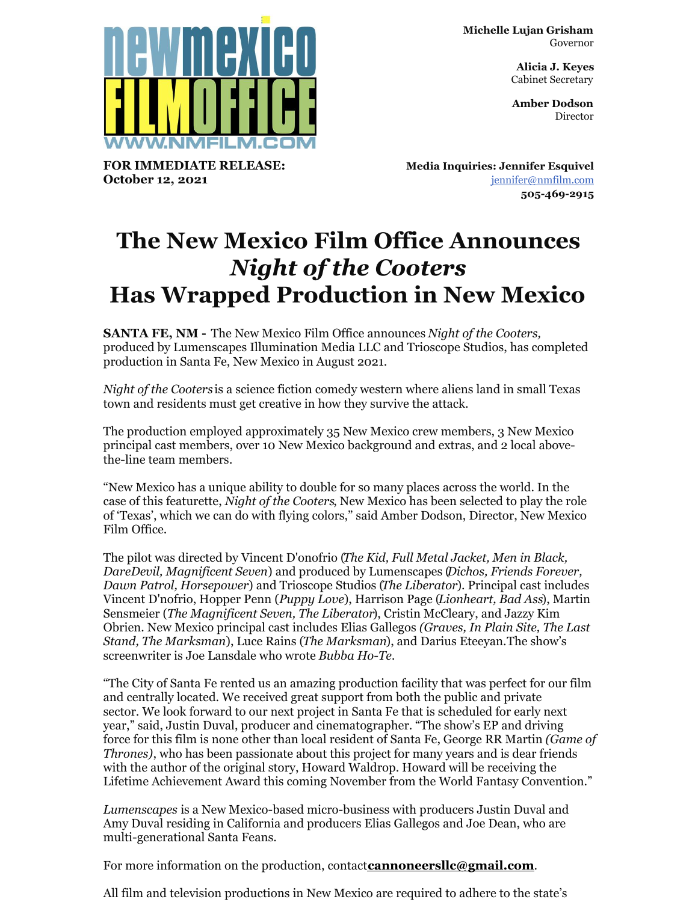newmexico FILMOFFICE
WWW.NMFILM.COM

**Michelle Lujan Grisham**
Governor

**Alicia J. Keyes**
Cabinet Secretary

**Amber Dodson**
Director

**FOR IMMEDIATE RELEASE:**
**October 12, 2021**

**Media Inquiries: Jennifer Esquivel**
jennifer@nmfilm.com
**505-469-2915**

# The New Mexico Film Office Announces *Night of the Cooters* Has Wrapped Production in New Mexico

**SANTA FE, NM -** The New Mexico Film Office announces *Night of the Cooters,* produced by Lumenscapes Illumination Media LLC and Trioscope Studios, has completed production in Santa Fe, New Mexico in August 2021.

*Night of the Cooters* is a science fiction comedy western where aliens land in small Texas town and residents must get creative in how they survive the attack.

The production employed approximately 35 New Mexico crew members, 3 New Mexico principal cast members, over 10 New Mexico background and extras, and 2 local above-the-line team members.

"New Mexico has a unique ability to double for so many places across the world. In the case of this featurette, *Night of the Cooters*, New Mexico has been selected to play the role of 'Texas', which we can do with flying colors," said Amber Dodson, Director, New Mexico Film Office.

The pilot was directed by Vincent D'onofrio (*The Kid, Full Metal Jacket, Men in Black, DareDevil, Magnificent Seven*) and produced by Lumenscapes (*Dichos, Friends Forever, Dawn Patrol, Horsepower*) and Trioscope Studios (*The Liberator*). Principal cast includes Vincent D'nofrio, Hopper Penn (*Puppy Love*), Harrison Page (*Lionheart, Bad Ass*), Martin Sensmeier (*The Magnificent Seven, The Liberator*), Cristin McCleary, and Jazzy Kim Obrien. New Mexico principal cast includes Elias Gallegos *(Graves, In Plain Site, The Last Stand, The Marksman*), Luce Rains (*The Marksman*), and Darius Eteeyan.The show's screenwriter is Joe Lansdale who wrote *Bubba Ho-Te*.

"The City of Santa Fe rented us an amazing production facility that was perfect for our film and centrally located. We received great support from both the public and private sector. We look forward to our next project in Santa Fe that is scheduled for early next year," said, Justin Duval, producer and cinematographer. "The show's EP and driving force for this film is none other than local resident of Santa Fe, George RR Martin *(Game of Thrones)*, who has been passionate about this project for many years and is dear friends with the author of the original story, Howard Waldrop. Howard will be receiving the Lifetime Achievement Award this coming November from the World Fantasy Convention."

*Lumenscapes* is a New Mexico-based micro-business with producers Justin Duval and Amy Duval residing in California and producers Elias Gallegos and Joe Dean, who are multi-generational Santa Feans.

For more information on the production, contact **cannoneersllc@gmail.com**.

All film and television productions in New Mexico are required to adhere to the state's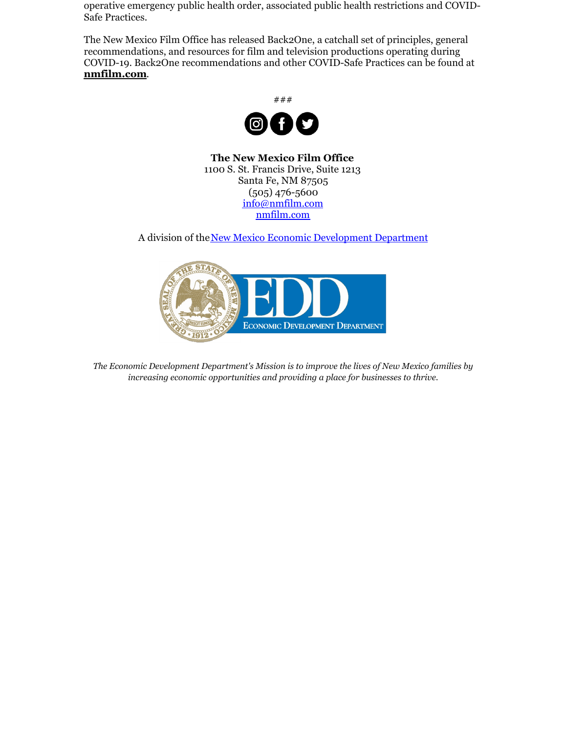operative emergency public health order, associated public health restrictions and COVID-Safe Practices.

The New Mexico Film Office has released Back2One, a catchall set of principles, general recommendations, and resources for film and television productions operating during COVID-19. Back2One recommendations and other COVID-Safe Practices can be found at **nmfilm.com**.

###

**The New Mexico Film Office**
1100 S. St. Francis Drive, Suite 1213
Santa Fe, NM 87505
(505) 476-5600
info@nmfilm.com
nmfilm.com

A division of the New Mexico Economic Development Department

*The Economic Development Department's Mission is to improve the lives of New Mexico families by increasing economic opportunities and providing a place for businesses to thrive.*